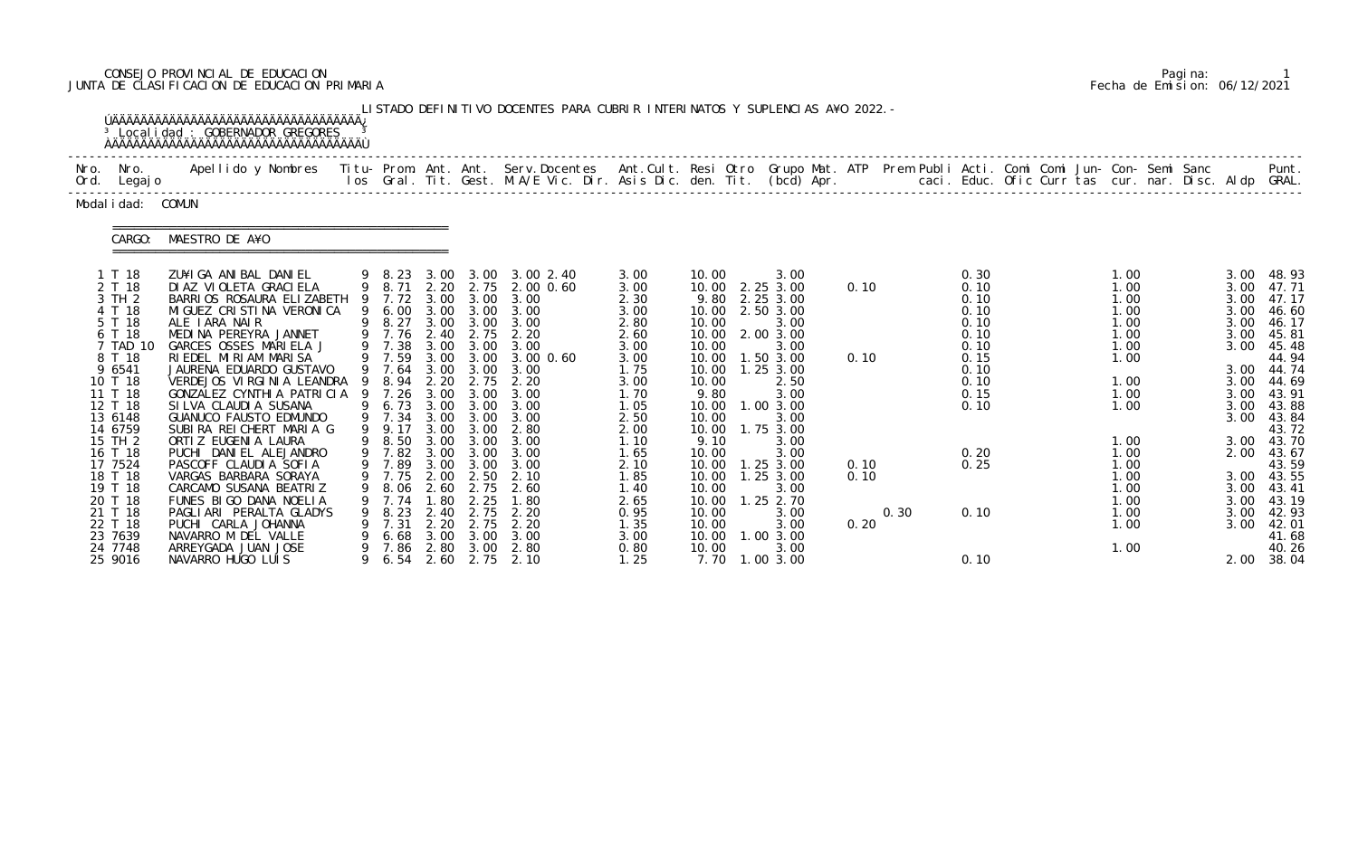CONSEJO PROVINCIAL DE EDUCACION
JUNTA DE CLASIFICACION DE EDUCACION PRIMARIA

Fecha de Emision: 06/12/2021

LISTADO DEFINITIVO DOCENTES PARA CUBRIR INTERINATOS Y SUPLENCIAS A¥O 2022.-

Localidad : GOBERNADOR GREGORES

Modalidad: COMUN

CARGO: MAESTRO DE A¥O

| Nro. Ord. | Nro. Legajo | Apellido y Nombres | Titu-los | Prom. Gral. | Ant. Tit. | Ant. Gest. | Serv.Docentes M.A/E Vic. Dir. | Ant.Cult. Asis Dic. | Resi den. | Otro Tit. | Grupo Mat. (bcd) | ATP Apr. | Prem Publi caci. | Acti. Educ. | Comi Ofic | Comi Curr | Jun-tas | Con-cur. | Semi nar. | Sanc Disc. | Aldp | Punt. GRAL. |
|---|---|---|---|---|---|---|---|---|---|---|---|---|---|---|---|---|---|---|---|---|---|---|
| 1 | T 18 | ZU¥IGA ANIBAL DANIEL | 9 | 8.23 | 3.00 | 3.00 | 3.00 2.40 | 3.00 | 10.00 | | 3.00 | | | 0.30 | | | | 1.00 | | | 3.00 | 48.93 |
| 2 | T 18 | DIAZ VIOLETA GRACIELA | 9 | 8.71 | 2.20 | 2.75 | 2.00 0.60 | 3.00 | 10.00 | 2.25 | 3.00 | 0.10 | | 0.10 | | | | 1.00 | | | 3.00 | 47.71 |
| 3 | TH 2 | BARRIOS ROSAURA ELIZABETH | 9 | 7.72 | 3.00 | 3.00 | 3.00 | 2.30 | 9.80 | 2.25 | 3.00 | | | 0.10 | | | | 1.00 | | | 3.00 | 47.17 |
| 4 | T 18 | MIGUEZ CRISTINA VERONICA | 9 | 6.00 | 3.00 | 3.00 | 3.00 | 3.00 | 10.00 | 2.50 | 3.00 | | | 0.10 | | | | 1.00 | | | 3.00 | 46.60 |
| 5 | T 18 | ALE IARA NAIR | 9 | 8.27 | 3.00 | 3.00 | 3.00 | 2.80 | 10.00 | | 3.00 | | | 0.10 | | | | 1.00 | | | 3.00 | 46.17 |
| 6 | T 18 | MEDINA PEREYRA JANNET | 9 | 7.76 | 2.40 | 2.75 | 2.20 | 2.60 | 10.00 | 2.00 | 3.00 | | | 0.10 | | | | 1.00 | | | 3.00 | 45.81 |
| 7 | TAD 10 | GARCES OSSES MARIELA J | 9 | 7.38 | 3.00 | 3.00 | 3.00 | 3.00 | 10.00 | | 3.00 | | | 0.10 | | | | 1.00 | | | 3.00 | 45.48 |
| 8 | T 18 | RIEDEL MIRIAM MARISA | 9 | 7.59 | 3.00 | 3.00 | 3.00 0.60 | 3.00 | 10.00 | 1.50 | 3.00 | 0.10 | | 0.15 | | | | 1.00 | | | | 44.94 |
| 9 | 6541 | JAURENA EDUARDO GUSTAVO | 9 | 7.64 | 3.00 | 3.00 | 3.00 | 1.75 | 10.00 | 1.25 | 3.00 | | | 0.10 | | | | | | | 3.00 | 44.74 |
| 10 | T 18 | VERDEJOS VIRGINIA LEANDRA | 9 | 8.94 | 2.20 | 2.75 | 2.20 | 3.00 | 10.00 | | 2.50 | | | 0.10 | | | | 1.00 | | | 3.00 | 44.69 |
| 11 | T 18 | GONZALEZ CYNTHIA PATRICIA | 9 | 7.26 | 3.00 | 3.00 | 3.00 | 1.70 | 9.80 | | 3.00 | | | 0.15 | | | | 1.00 | | | 3.00 | 43.91 |
| 12 | T 18 | SILVA CLAUDIA SUSANA | 9 | 6.73 | 3.00 | 3.00 | 3.00 | 1.05 | 10.00 | 1.00 | 3.00 | | | 0.10 | | | | 1.00 | | | 3.00 | 43.88 |
| 13 | 6148 | GUANUCO FAUSTO EDMUNDO | 9 | 7.34 | 3.00 | 3.00 | 3.00 | 2.50 | 10.00 | | 3.00 | | | | | | | | | | 3.00 | 43.84 |
| 14 | 6759 | SUBIRA REICHERT MARIA G | 9 | 9.17 | 3.00 | 3.00 | 2.80 | 2.00 | 10.00 | 1.75 | 3.00 | | | | | | | | | | | 43.72 |
| 15 | TH 2 | ORTIZ EUGENIA LAURA | 9 | 8.50 | 3.00 | 3.00 | 3.00 | 1.10 | 9.10 | | 3.00 | | | | | | | 1.00 | | | 3.00 | 43.70 |
| 16 | T 18 | PUCHI DANIEL ALEJANDRO | 9 | 7.82 | 3.00 | 3.00 | 3.00 | 1.65 | 10.00 | | 3.00 | | | 0.20 | | | | 1.00 | | | 2.00 | 43.67 |
| 17 | 7524 | PASCOFF CLAUDIA SOFIA | 9 | 7.89 | 3.00 | 3.00 | 3.00 | 2.10 | 10.00 | 1.25 | 3.00 | 0.10 | | 0.25 | | | | 1.00 | | | | 43.59 |
| 18 | T 18 | VARGAS BARBARA SORAYA | 9 | 7.75 | 2.00 | 2.50 | 2.10 | 1.85 | 10.00 | 1.25 | 3.00 | 0.10 | | | | | | 1.00 | | | 3.00 | 43.55 |
| 19 | T 18 | CARCAMO SUSANA BEATRIZ | 9 | 8.06 | 2.60 | 2.75 | 2.60 | 1.40 | 10.00 | | 3.00 | | | | | | | 1.00 | | | 3.00 | 43.41 |
| 20 | T 18 | FUNES BIGO DANA NOELIA | 9 | 7.74 | 1.80 | 2.25 | 1.80 | 2.65 | 10.00 | 1.25 | 2.70 | | | | | | | 1.00 | | | 3.00 | 43.19 |
| 21 | T 18 | PAGLIARI PERALTA GLADYS | 9 | 8.23 | 2.40 | 2.75 | 2.20 | 0.95 | 10.00 | | 3.00 | | 0.30 | 0.10 | | | | 1.00 | | | 3.00 | 42.93 |
| 22 | T 18 | PUCHI CARLA JOHANNA | 9 | 7.31 | 2.20 | 2.75 | 2.20 | 1.35 | 10.00 | | 3.00 | 0.20 | | | | | | 1.00 | | | 3.00 | 42.01 |
| 23 | 7639 | NAVARRO MIDEL VALLE | 9 | 6.68 | 3.00 | 3.00 | 3.00 | 3.00 | 10.00 | 1.00 | 3.00 | | | | | | | | | | | 41.68 |
| 24 | 7748 | ARREYGADA JUAN JOSE | 9 | 7.86 | 2.80 | 3.00 | 2.80 | 0.80 | 10.00 | | 3.00 | | | | | | | 1.00 | | | | 40.26 |
| 25 | 9016 | NAVARRO HUGO LUIS | 9 | 6.54 | 2.60 | 2.75 | 2.10 | 1.25 | 7.70 | 1.00 | 3.00 | | | 0.10 | | | | | | | 2.00 | 38.04 |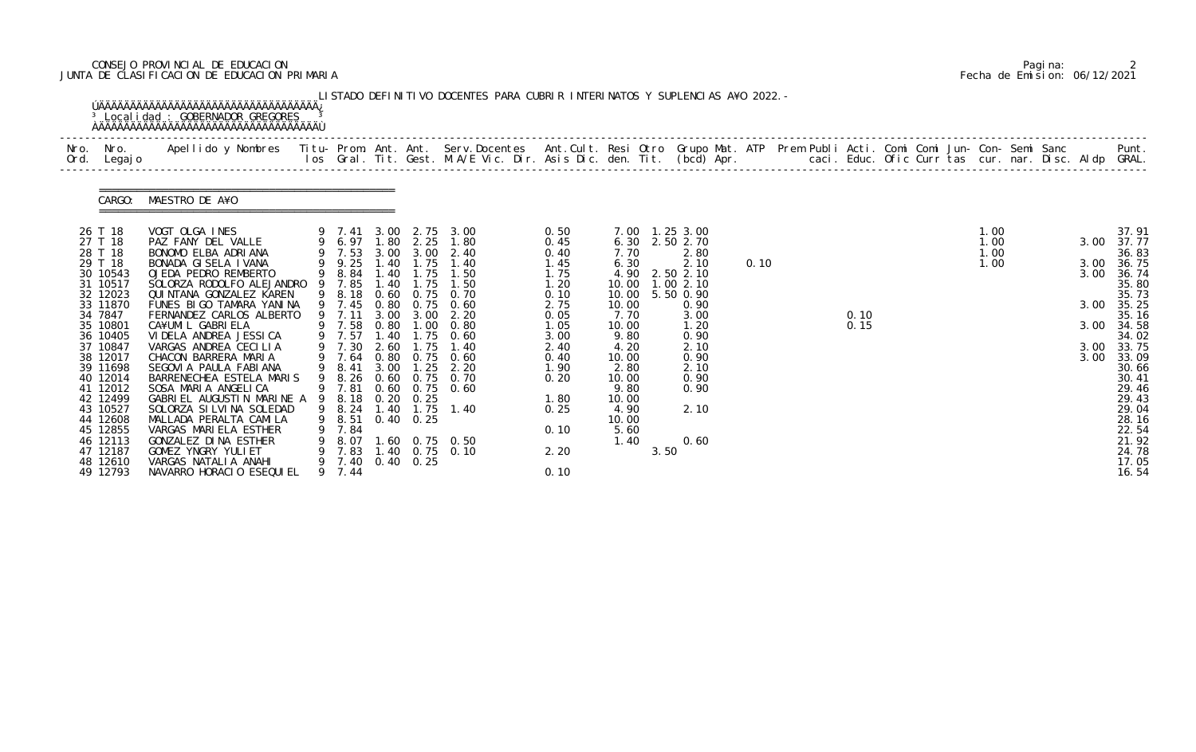CONSEJO PROVINCIAL DE EDUCACION
JUNTA DE CLASIFICACION DE EDUCACION PRIMARIA

Fecha de Emision: 06/12/2021

LISTADO DEFINITIVO DOCENTES PARA CUBRIR INTERINATOS Y SUPLENCIAS A¥O 2022.-

Localidad : GOBERNADOR GREGORES

CARGO: MAESTRO DE A¥O

| Nro. Ord. | Nro. Legajo | Apellido y Nombres | Titu-los | Prom. Gral. | Ant. Tit. | Ant. Gest. | Serv.Docentes M.A/E Vic. Dir. | Ant.Cult. Asis Dic. | Resi den. | Otro Tit. | Grupo Mat. (bcd) | ATP Apr. | Prem caci. | Publi Educ. | Acti. Ofic | Comi Curr | Comi tas | Jun- cur. | Con- nar. | Semi Disc. | Sanc Aldp | Punt. GRAL. |
|---|---|---|---|---|---|---|---|---|---|---|---|---|---|---|---|---|---|---|---|---|---|---|
| 26 | T 18 | VOGT OLGA INES | 9 | 7.41 | 3.00 | 2.75 | 3.00 | 0.50 | 7.00 | 1.25 | 3.00 | | | | | | | | 1.00 | | | 37.91 |
| 27 | T 18 | PAZ FANY DEL VALLE | 9 | 6.97 | 1.80 | 2.25 | 1.80 | 0.45 | 6.30 | 2.50 | 2.70 | | | | | | | | 1.00 | | 3.00 | 37.77 |
| 28 | T 18 | BONOMO ELBA ADRIANA | 9 | 7.53 | 3.00 | 3.00 | 2.40 | 0.40 | 7.70 | | 2.80 | | | | | | | | 1.00 | | | 36.83 |
| 29 | T 18 | BONADA GISELA IVANA | 9 | 9.25 | 1.40 | 1.75 | 1.40 | 1.45 | 6.30 | | 2.10 | 0.10 | | | | | | | 1.00 | | 3.00 | 36.75 |
| 30 | 10543 | OJEDA PEDRO REMBERTO | 9 | 8.84 | 1.40 | 1.75 | 1.50 | 1.75 | 4.90 | 2.50 | 2.10 | | | | | | | | | | 3.00 | 36.74 |
| 31 | 10517 | SOLORZA RODOLFO ALEJANDRO | 9 | 7.85 | 1.40 | 1.75 | 1.50 | 1.20 | 10.00 | 1.00 | 2.10 | | | | | | | | | | | 35.80 |
| 32 | 12023 | QUINTANA GONZALEZ KAREN | 9 | 8.18 | 0.60 | 0.75 | 0.70 | 0.10 | 10.00 | 5.50 | 0.90 | | | | | | | | | | | 35.73 |
| 33 | 11870 | FUNES BIGO TAMARA YANINA | 9 | 7.45 | 0.80 | 0.75 | 0.60 | 2.75 | 10.00 | | 0.90 | | | | | | | | | | 3.00 | 35.25 |
| 34 | 7847 | FERNANDEZ CARLOS ALBERTO | 9 | 7.11 | 3.00 | 3.00 | 2.20 | 0.05 | 7.70 | | 3.00 | | | 0.10 | | | | | | | | 35.16 |
| 35 | 10801 | CA¥UMIL GABRIELA | 9 | 7.58 | 0.80 | 1.00 | 0.80 | 1.05 | 10.00 | | 1.20 | | | 0.15 | | | | | | | 3.00 | 34.58 |
| 36 | 10405 | VIDELA ANDREA JESSICA | 9 | 7.57 | 1.40 | 1.75 | 0.60 | 3.00 | 9.80 | | 0.90 | | | | | | | | | | | 34.02 |
| 37 | 10847 | VARGAS ANDREA CECILIA | 9 | 7.30 | 2.60 | 1.75 | 1.40 | 2.40 | 4.20 | | 2.10 | | | | | | | | | | 3.00 | 33.75 |
| 38 | 12017 | CHACON BARRERA MARIA | 9 | 7.64 | 0.80 | 0.75 | 0.60 | 0.40 | 10.00 | | 0.90 | | | | | | | | | | 3.00 | 33.09 |
| 39 | 11698 | SEGOVIA PAULA FABIANA | 9 | 8.41 | 3.00 | 1.25 | 2.20 | 1.90 | 2.80 | | 2.10 | | | | | | | | | | | 30.66 |
| 40 | 12014 | BARRENECHEA ESTELA MARIS | 9 | 8.26 | 0.60 | 0.75 | 0.70 | 0.20 | 10.00 | | 0.90 | | | | | | | | | | | 30.41 |
| 41 | 12012 | SOSA MARIA ANGELICA | 9 | 7.81 | 0.60 | 0.75 | 0.60 | | 9.80 | | 0.90 | | | | | | | | | | | 29.46 |
| 42 | 12499 | GABRIEL AUGUSTIN MARINE A | 9 | 8.18 | 0.20 | 0.25 | | 1.80 | 10.00 | | | | | | | | | | | | | 29.43 |
| 43 | 10527 | SOLORZA SILVINA SOLEDAD | 9 | 8.24 | 1.40 | 1.75 | 1.40 | 0.25 | 4.90 | | 2.10 | | | | | | | | | | | 29.04 |
| 44 | 12608 | MALLADA PERALTA CAMILA | 9 | 8.51 | 0.40 | 0.25 | | | 10.00 | | | | | | | | | | | | | 28.16 |
| 45 | 12855 | VARGAS MARIELA ESTHER | 9 | 7.84 | | | | 0.10 | 5.60 | | | | | | | | | | | | | 22.54 |
| 46 | 12113 | GONZALEZ DINA ESTHER | 9 | 8.07 | 1.60 | 0.75 | 0.50 | | 1.40 | | 0.60 | | | | | | | | | | | 21.92 |
| 47 | 12187 | GOMEZ YNGRY YULIET | 9 | 7.83 | 1.40 | 0.75 | 0.10 | 2.20 | | 3.50 | | | | | | | | | | | | 24.78 |
| 48 | 12610 | VARGAS NATALIA ANAHI | 9 | 7.40 | 0.40 | 0.25 | | | | | | | | | | | | | | | | 17.05 |
| 49 | 12793 | NAVARRO HORACIO ESEQUIEL | 9 | 7.44 | | | | 0.10 | | | | | | | | | | | | | | 16.54 |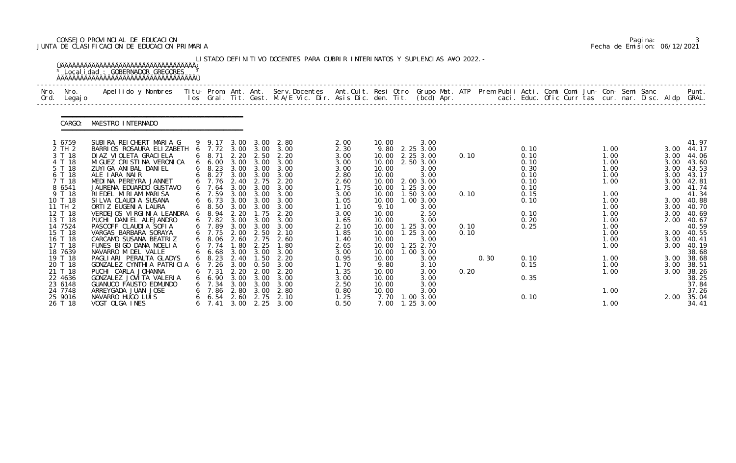CONSEJO PROVINCIAL DE EDUCACION
JUNTA DE CLASIFICACION DE EDUCACION PRIMARIA

LISTADO DEFINITIVO DOCENTES PARA CUBRIR INTERINATOS Y SUPLENCIAS AÑO 2022.-

Localidad : GOBERNADOR GREGORES

CARGO: MAESTRO INTERNADO

| Nro. Ord. | Nro. Legajo | Apellido y Nombres | Titu-los | Prom. Gral. | Ant. Tit. | Ant. Gest. | Serv.Docentes M.A/E Vic. Dir. | Ant.Cult. Asis Dic. | Resi den. | Otro Tit. | Grupo Mat. (bcd) | ATP Apr. | Prem caci. | Publi Educ. | Acti. Ofic | Comi Curr | Comi tas | Jun- cur. | Con- nar. | Semi Disc. | Sanc Aldp | Punt. GRAL. |
|---|---|---|---|---|---|---|---|---|---|---|---|---|---|---|---|---|---|---|---|---|---|---|
| 1 | 6759 | SUBIRA REICHERT MARIA G | 9 | 9.17 | 3.00 | 3.00 | 2.80 | 2.00 | 10.00 | | 3.00 | | | | | | | | | | | 41.97 |
| 2 | TH 2 | BARRIOS ROSAURA ELIZABETH | 6 | 7.72 | 3.00 | 3.00 | 3.00 | 2.30 | 9.80 | 2.25 | 3.00 | | | | 0.10 | | | 1.00 | | | 3.00 | 44.17 |
| 3 | T 18 | DIAZ VIOLETA GRACIELA | 6 | 8.71 | 2.20 | 2.50 | 2.20 | 3.00 | 10.00 | 2.25 | 3.00 | 0.10 | | | 0.10 | | | 1.00 | | | 3.00 | 44.06 |
| 4 | T 18 | MIGUEZ CRISTINA VERONICA | 6 | 6.00 | 3.00 | 3.00 | 3.00 | 3.00 | 10.00 | 2.50 | 3.00 | | | | 0.10 | | | 1.00 | | | 3.00 | 43.60 |
| 5 | T 18 | ZUÑIGA ANIBAL DANIEL | 6 | 8.23 | 3.00 | 3.00 | 3.00 | 3.00 | 10.00 | | 3.00 | | | | 0.30 | | | 1.00 | | | 3.00 | 43.53 |
| 6 | T 18 | ALE IARA NAIR | 6 | 8.27 | 3.00 | 3.00 | 3.00 | 2.80 | 10.00 | | 3.00 | | | | 0.10 | | | 1.00 | | | 3.00 | 43.17 |
| 7 | T 18 | MEDINA PEREYRA JANNET | 6 | 7.76 | 2.40 | 2.75 | 2.20 | 2.60 | 10.00 | 2.00 | 3.00 | | | | 0.10 | | | 1.00 | | | 3.00 | 42.81 |
| 8 | 6541 | JAURENA EDUARDO GUSTAVO | 6 | 7.64 | 3.00 | 3.00 | 3.00 | 1.75 | 10.00 | 1.25 | 3.00 | | | | 0.10 | | | | | | 3.00 | 41.74 |
| 9 | T 18 | RIEDEL MIRIAM MARISA | 6 | 7.59 | 3.00 | 3.00 | 3.00 | 3.00 | 10.00 | 1.50 | 3.00 | 0.10 | | | 0.15 | | | 1.00 | | | | 41.34 |
| 10 | T 18 | SILVA CLAUDIA SUSANA | 6 | 6.73 | 3.00 | 3.00 | 3.00 | 1.05 | 10.00 | 1.00 | 3.00 | | | | 0.10 | | | 1.00 | | | 3.00 | 40.88 |
| 11 | TH 2 | ORTIZ EUGENIA LAURA | 6 | 8.50 | 3.00 | 3.00 | 3.00 | 1.10 | 9.10 | | 3.00 | | | | | | | 1.00 | | | 3.00 | 40.70 |
| 12 | T 18 | VERDEJOS VIRGINIA LEANDRA | 6 | 8.94 | 2.20 | 1.75 | 2.20 | 3.00 | 10.00 | | 2.50 | | | | 0.10 | | | 1.00 | | | 3.00 | 40.69 |
| 13 | T 18 | PUCHI DANIEL ALEJANDRO | 6 | 7.82 | 3.00 | 3.00 | 3.00 | 1.65 | 10.00 | | 3.00 | | | | 0.20 | | | 1.00 | | | 2.00 | 40.67 |
| 14 | 7524 | PASCOFF CLAUDIA SOFIA | 6 | 7.89 | 3.00 | 3.00 | 3.00 | 2.10 | 10.00 | 1.25 | 3.00 | 0.10 | | | 0.25 | | | 1.00 | | | | 40.59 |
| 15 | T 18 | VARGAS BARBARA SORAYA | 6 | 7.75 | 2.00 | 2.50 | 2.10 | 1.85 | 10.00 | 1.25 | 3.00 | 0.10 | | | | | | 1.00 | | | 3.00 | 40.55 |
| 16 | T 18 | CARCAMO SUSANA BEATRIZ | 6 | 8.06 | 2.60 | 2.75 | 2.60 | 1.40 | 10.00 | | 3.00 | | | | | | | 1.00 | | | 3.00 | 40.41 |
| 17 | T 18 | FUNES BIGO DANA NOELIA | 6 | 7.74 | 1.80 | 2.25 | 1.80 | 2.65 | 10.00 | 1.25 | 2.70 | | | | | | | 1.00 | | | 3.00 | 40.19 |
| 18 | 7639 | NAVARRO MIDEL VALLE | 6 | 6.68 | 3.00 | 3.00 | 3.00 | 3.00 | 10.00 | 1.00 | 3.00 | | | | | | | | | | | 38.68 |
| 19 | T 18 | PAGLIARI PERALTA GLADYS | 6 | 8.23 | 2.40 | 1.50 | 2.20 | 0.95 | 10.00 | | 3.00 | | 0.30 | | 0.10 | | | 1.00 | | | 3.00 | 38.68 |
| 20 | T 18 | GONZALEZ CYNTHIA PATRICIA | 6 | 7.26 | 3.00 | 0.50 | 3.00 | 1.70 | 9.80 | | 3.10 | | | | 0.15 | | | 1.00 | | | 3.00 | 38.51 |
| 21 | T 18 | PUCHI CARLA JOHANNA | 6 | 7.31 | 2.20 | 2.00 | 2.20 | 1.35 | 10.00 | | 3.00 | 0.20 | | | | | | 1.00 | | | 3.00 | 38.26 |
| 22 | 4636 | GONZALEZ JOVITA VALERIA | 6 | 6.90 | 3.00 | 3.00 | 3.00 | 3.00 | 10.00 | | 3.00 | | | | 0.35 | | | | | | | 38.25 |
| 23 | 6148 | GUANUCO FAUSTO EDMUNDO | 6 | 7.34 | 3.00 | 3.00 | 3.00 | 2.50 | 10.00 | | 3.00 | | | | | | | | | | | 37.84 |
| 24 | 7748 | ARREYGADA JUAN JOSE | 6 | 7.86 | 2.80 | 3.00 | 2.80 | 0.80 | 10.00 | | 3.00 | | | | | | | 1.00 | | | | 37.26 |
| 25 | 9016 | NAVARRO HUGO LUIS | 6 | 6.54 | 2.60 | 2.75 | 2.10 | 1.25 | 7.70 | 1.00 | 3.00 | | | | 0.10 | | | | | | 2.00 | 35.04 |
| 26 | T 18 | VOGT OLGA INES | 6 | 7.41 | 3.00 | 2.25 | 3.00 | 0.50 | 7.00 | 1.25 | 3.00 | | | | | | | 1.00 | | | | 34.41 |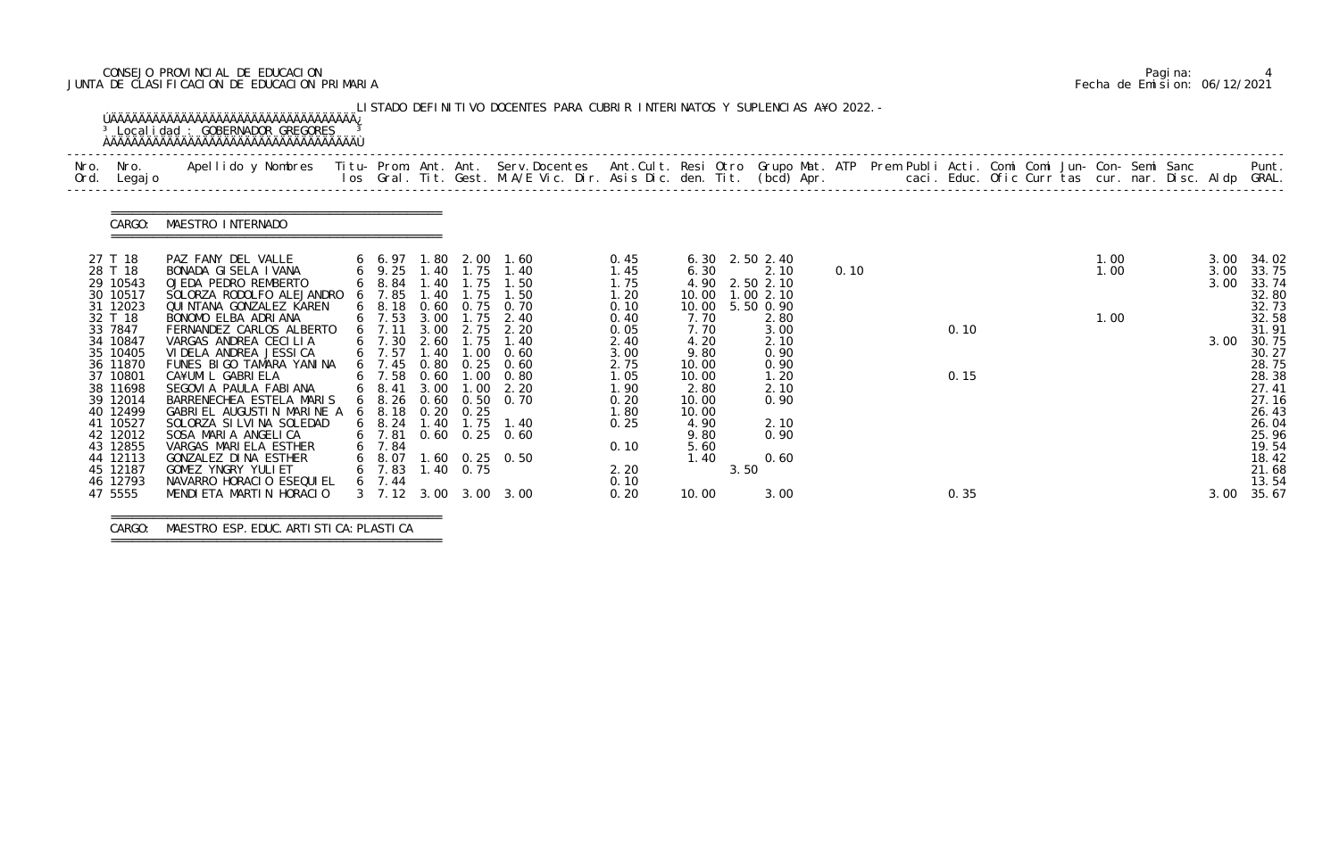CONSEJO PROVINCIAL DE EDUCACION
JUNTA DE CLASIFICACION DE EDUCACION PRIMARIA

Fecha de Emision: 06/12/2021

LISTADO DEFINITIVO DOCENTES PARA CUBRIR INTERINATOS Y SUPLENCIAS A¥O 2022.-

Localidad : GOBERNADOR GREGORES

CARGO: MAESTRO INTERNADO

| Nro. Ord. | Nro. Legajo | Apellido y Nombres | Titu-los | Prom. Gral. | Ant. Tit. | Ant. Gest. | Serv.Docentes M.A/E Vic. Dir. | Ant.Cult. Asis Dic. | Resi den. | Otro Tit. | Grupo Mat. (bcd) | ATP Apr. | Prem Publi caci. | Acti. Educ. | Comi Ofic | Comi Curr | Jun- tas | Con- cur. | Semi nar. | Sanc Disc. | Aldp | Punt. GRAL. |
|---|---|---|---|---|---|---|---|---|---|---|---|---|---|---|---|---|---|---|---|---|---|---|
| 27 | T 18 | PAZ FANY DEL VALLE | 6 | 6.97 | 1.80 | 2.00 | 1.60 | 0.45 | 6.30 | 2.50 | 2.40 | | | | | | | 1.00 | | | 3.00 | 34.02 |
| 28 | T 18 | BONADA GISELA IVANA | 6 | 9.25 | 1.40 | 1.75 | 1.40 | 1.45 | 6.30 | | 2.10 | 0.10 | | | | | | 1.00 | | | 3.00 | 33.75 |
| 29 | 10543 | OJEDA PEDRO REMBERTO | 6 | 8.84 | 1.40 | 1.75 | 1.50 | 1.75 | 4.90 | 2.50 | 2.10 | | | | | | | | | | 3.00 | 33.74 |
| 30 | 10517 | SOLORZA RODOLFO ALEJANDRO | 6 | 7.85 | 1.40 | 1.75 | 1.50 | 1.20 | 10.00 | 1.00 | 2.10 | | | | | | | | | | | 32.80 |
| 31 | 12023 | QUINTANA GONZALEZ KAREN | 6 | 8.18 | 0.60 | 0.75 | 0.70 | 0.10 | 10.00 | 5.50 | 0.90 | | | | | | | | | | | 32.73 |
| 32 | T 18 | BONOMO ELBA ADRIANA | 6 | 7.53 | 3.00 | 1.75 | 2.40 | 0.40 | 7.70 | | 2.80 | | | | | | | 1.00 | | | | 32.58 |
| 33 | 7847 | FERNANDEZ CARLOS ALBERTO | 6 | 7.11 | 3.00 | 2.75 | 2.20 | 0.05 | 7.70 | | 3.00 | | | 0.10 | | | | | | | | 31.91 |
| 34 | 10847 | VARGAS ANDREA CECILIA | 6 | 7.30 | 2.60 | 1.75 | 1.40 | 2.40 | 4.20 | | 2.10 | | | | | | | | | | 3.00 | 30.75 |
| 35 | 10405 | VIDELA ANDREA JESSICA | 6 | 7.57 | 1.40 | 1.00 | 0.60 | 3.00 | 9.80 | | 0.90 | | | | | | | | | | | 30.27 |
| 36 | 11870 | FUNES BIGO TAMARA YANINA | 6 | 7.45 | 0.80 | 0.25 | 0.60 | 2.75 | 10.00 | | 0.90 | | | | | | | | | | | 28.75 |
| 37 | 10801 | CA¥UMIL GABRIELA | 6 | 7.58 | 0.60 | 1.00 | 0.80 | 1.05 | 10.00 | | 1.20 | | | 0.15 | | | | | | | | 28.38 |
| 38 | 11698 | SEGOVIA PAULA FABIANA | 6 | 8.41 | 3.00 | 1.00 | 2.20 | 1.90 | 2.80 | | 2.10 | | | | | | | | | | | 27.41 |
| 39 | 12014 | BARRENECHEA ESTELA MARIS | 6 | 8.26 | 0.60 | 0.50 | 0.70 | 0.20 | 10.00 | | 0.90 | | | | | | | | | | | 27.16 |
| 40 | 12499 | GABRIEL AUGUSTIN MARINE A | 6 | 8.18 | 0.20 | 0.25 | | 1.80 | 10.00 | | | | | | | | | | | | | 26.43 |
| 41 | 10527 | SOLORZA SILVINA SOLEDAD | 6 | 8.24 | 1.40 | 1.75 | 1.40 | 0.25 | 4.90 | | 2.10 | | | | | | | | | | | 26.04 |
| 42 | 12012 | SOSA MARIA ANGELICA | 6 | 7.81 | 0.60 | 0.25 | 0.60 | | 9.80 | | 0.90 | | | | | | | | | | | 25.96 |
| 43 | 12855 | VARGAS MARIELA ESTHER | 6 | 7.84 | | | | 0.10 | 5.60 | | | | | | | | | | | | | 19.54 |
| 44 | 12113 | GONZALEZ DINA ESTHER | 6 | 8.07 | 1.60 | 0.25 | 0.50 | | 1.40 | | 0.60 | | | | | | | | | | | 18.42 |
| 45 | 12187 | GOMEZ YNGRY YULIET | 6 | 7.83 | 1.40 | 0.75 | | 2.20 | | 3.50 | | | | | | | | | | | | 21.68 |
| 46 | 12793 | NAVARRO HORACIO ESEQUIEL | 6 | 7.44 | | | | 0.10 | | | | | | | | | | | | | | 13.54 |
| 47 | 5555 | MENDIETA MARTIN HORACIO | 3 | 7.12 | 3.00 | 3.00 | 3.00 | 0.20 | 10.00 | | 3.00 | | | 0.35 | | | | | | | 3.00 | 35.67 |

CARGO: MAESTRO ESP. EDUC. ARTISTICA: PLASTICA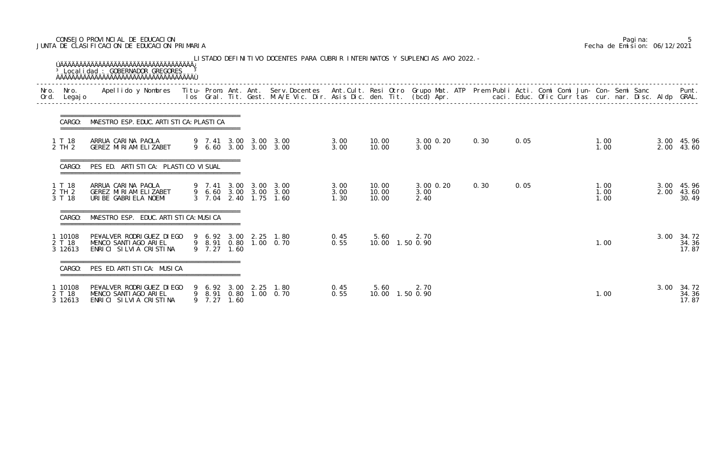CONSEJO PROVINCIAL DE EDUCACION
JUNTA DE CLASIFICACION DE EDUCACION PRIMARIA

Fecha de Emision: 06/12/2021

LISTADO DEFINITIVO DOCENTES PARA CUBRIR INTERINATOS Y SUPLENCIAS A¥O 2022.-

Localidad : GOBERNADOR GREGORES

| Nro. Ord. | Nro. Legajo | Apellido y Nombres | Titu-los | Prom. Gral. | Ant. Tit. | Ant. Gest. | Serv.Docentes M.A/E Vic. Dir. | Ant.Cult. Asis Dic. | Resi den. | Otro Tit. | Grupo Mat. (bcd) | ATP Apr. | Prem | Publi caci. | Acti. Educ. | Comi Ofic | Comi Curr | Jun-tas | Con-cur. | Semi nar. | Sanc Disc. | Aldp | Punt. GRAL. |
|---|---|---|---|---|---|---|---|---|---|---|---|---|---|---|---|---|---|---|---|---|---|---|---|
| **CARGO: MAESTRO ESP. EDUC. ARTISTICA: PLASTICA** | | | | | | | | | | | | | | | | | | | | | | | |
| 1 | T 18 | ARRUA CARINA PAOLA | 9 | 7.41 | 3.00 | 3.00 | 3.00 | 3.00 | 10.00 | | 3.00 | 0.20 | 0.30 | | 0.05 | | | | 1.00 | | | 3.00 | 45.96 |
| 2 | TH 2 | GEREZ MIRIAM ELIZABET | 9 | 6.60 | 3.00 | 3.00 | 3.00 | 3.00 | 10.00 | | 3.00 | | | | | | | | 1.00 | | | 2.00 | 43.60 |
| **CARGO: PES ED. ARTISTICA: PLASTICO VISUAL** | | | | | | | | | | | | | | | | | | | | | | | |
| 1 | T 18 | ARRUA CARINA PAOLA | 9 | 7.41 | 3.00 | 3.00 | 3.00 | 3.00 | 10.00 | | 3.00 | 0.20 | 0.30 | | 0.05 | | | | 1.00 | | | 3.00 | 45.96 |
| 2 | TH 2 | GEREZ MIRIAM ELIZABET | 9 | 6.60 | 3.00 | 3.00 | 3.00 | 3.00 | 10.00 | | 3.00 | | | | | | | | 1.00 | | | 2.00 | 43.60 |
| 3 | T 18 | URIBE GABRIELA NOEMI | 3 | 7.04 | 2.40 | 1.75 | 1.60 | 1.30 | 10.00 | | 2.40 | | | | | | | | 1.00 | | | | 30.49 |
| **CARGO: MAESTRO ESP. EDUC. ARTISTICA: MUSICA** | | | | | | | | | | | | | | | | | | | | | | | |
| 1 | 10108 | PE¥ALVER RODRIGUEZ DIEGO | 9 | 6.92 | 3.00 | 2.25 | 1.80 | 0.45 | 5.60 | | 2.70 | | | | | | | | | | | 3.00 | 34.72 |
| 2 | T 18 | MENCO SANTIAGO ARIEL | 9 | 8.91 | 0.80 | 1.00 | 0.70 | 0.55 | 10.00 | 1.50 | 0.90 | | | | | | | | 1.00 | | | | 34.36 |
| 3 | 12613 | ENRICI SILVIA CRISTINA | 9 | 7.27 | 1.60 | | | | | | | | | | | | | | | | | | 17.87 |
| **CARGO: PES ED. ARTISTICA: MUSICA** | | | | | | | | | | | | | | | | | | | | | | | |
| 1 | 10108 | PE¥ALVER RODRIGUEZ DIEGO | 9 | 6.92 | 3.00 | 2.25 | 1.80 | 0.45 | 5.60 | | 2.70 | | | | | | | | | | | 3.00 | 34.72 |
| 2 | T 18 | MENCO SANTIAGO ARIEL | 9 | 8.91 | 0.80 | 1.00 | 0.70 | 0.55 | 10.00 | 1.50 | 0.90 | | | | | | | | 1.00 | | | | 34.36 |
| 3 | 12613 | ENRICI SILVIA CRISTINA | 9 | 7.27 | 1.60 | | | | | | | | | | | | | | | | | | 17.87 |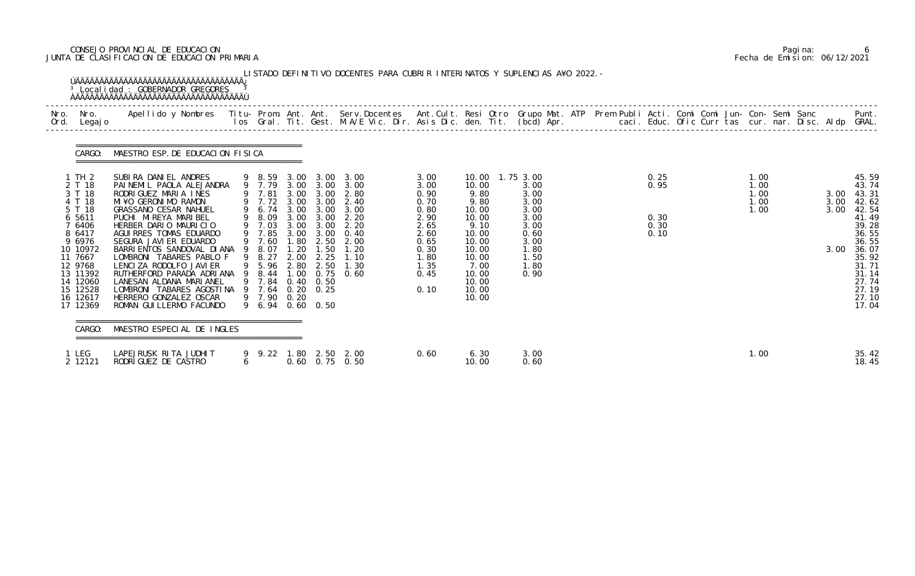CONSEJO PROVINCIAL DE EDUCACION
JUNTA DE CLASIFICACION DE EDUCACION PRIMARIA

Pagina: 6
Fecha de Emision: 06/12/2021

LISTADO DEFINITIVO DOCENTES PARA CUBRIR INTERINATOS Y SUPLENCIAS A¥O 2022.-

Localidad : GOBERNADOR GREGORES

CARGO: MAESTRO ESP. DE EDUCACION FISICA

| Nro. Ord. | Nro. Legajo | Apellido y Nombres | Titu- los | Prom. Gral. | Ant. Tit. | Ant. Gest. | Serv. Docentes M.A/E Vic. Dir. | Ant. Cult. Asis Dic. | Resi den. | Otro Tit. | Grupo Mat. (bcd) | ATP Apr. | Prem Publi caci. | Acti. Educ. | Comi Ofic | Comi Curr | Jun- tas | Con- cur. | Semi nar. | Sanc Disc. | Aldp | Punt. GRAL. |
|---|---|---|---|---|---|---|---|---|---|---|---|---|---|---|---|---|---|---|---|---|---|---|
| 1 | TH 2 | SUBIRA DANIEL ANDRES | 9 | 8.59 | 3.00 | 3.00 | 3.00 | 3.00 | 10.00 | 1.75 | 3.00 | | | 0.25 | | | | 1.00 | | | | 45.59 |
| 2 | T 18 | PAINEMIL PAOLA ALEJANDRA | 9 | 7.79 | 3.00 | 3.00 | 3.00 | 3.00 | 10.00 | | 3.00 | | | 0.95 | | | | 1.00 | | | | 43.74 |
| 3 | T 18 | RODRIGUEZ MARIA INES | 9 | 7.81 | 3.00 | 3.00 | 2.80 | 0.90 | 9.80 | | 3.00 | | | | | | | 1.00 | | | 3.00 | 43.31 |
| 4 | T 18 | MI¥O GERONIMO RAMON | 9 | 7.72 | 3.00 | 3.00 | 2.40 | 0.70 | 9.80 | | 3.00 | | | | | | | 1.00 | | | 3.00 | 42.62 |
| 5 | T 18 | GRASSANO CESAR NAHUEL | 9 | 6.74 | 3.00 | 3.00 | 3.00 | 0.80 | 10.00 | | 3.00 | | | | | | | 1.00 | | | 3.00 | 42.54 |
| 6 | 5611 | PUCHI MIREYA MARIBEL | 9 | 8.09 | 3.00 | 3.00 | 2.20 | 2.90 | 10.00 | | 3.00 | | | 0.30 | | | | | | | | 41.49 |
| 7 | 6406 | HERBER DARIO MAURICIO | 9 | 7.03 | 3.00 | 3.00 | 2.20 | 2.65 | 9.10 | | 3.00 | | | 0.30 | | | | | | | | 39.28 |
| 8 | 6417 | AGUIRRES TOMAS EDUARDO | 9 | 7.85 | 3.00 | 3.00 | 0.40 | 2.60 | 10.00 | | 0.60 | | | 0.10 | | | | | | | | 36.55 |
| 9 | 6976 | SEGURA JAVIER EDUARDO | 9 | 7.60 | 1.80 | 2.50 | 2.00 | 0.65 | 10.00 | | 3.00 | | | | | | | | | | | 36.55 |
| 10 | 10972 | BARRIENTOS SANDOVAL DIANA | 9 | 8.07 | 1.20 | 1.50 | 1.20 | 0.30 | 10.00 | | 1.80 | | | | | | | | | | 3.00 | 36.07 |
| 11 | 7667 | LOMBRONI TABARES PABLO F | 9 | 8.27 | 2.00 | 2.25 | 1.10 | 1.80 | 10.00 | | 1.50 | | | | | | | | | | | 35.92 |
| 12 | 9768 | LENCIZA RODOLFO JAVIER | 9 | 5.96 | 2.80 | 2.50 | 1.30 | 1.35 | 7.00 | | 1.80 | | | | | | | | | | | 31.71 |
| 13 | 11392 | RUTHERFORD PARADA ADRIANA | 9 | 8.44 | 1.00 | 0.75 | 0.60 | 0.45 | 10.00 | | 0.90 | | | | | | | | | | | 31.14 |
| 14 | 12060 | LANESAN ALDANA MARIANEL | 9 | 7.84 | 0.40 | 0.50 | | | 10.00 | | | | | | | | | | | | | 27.74 |
| 15 | 12528 | LOMBRONI TABARES AGOSTINA | 9 | 7.64 | 0.20 | 0.25 | | 0.10 | 10.00 | | | | | | | | | | | | | 27.19 |
| 16 | 12617 | HERRERO GONZALEZ OSCAR | 9 | 7.90 | 0.20 | | | | 10.00 | | | | | | | | | | | | | 27.10 |
| 17 | 12369 | ROMAN GUILLERMO FACUNDO | 9 | 6.94 | 0.60 | 0.50 | | | | | | | | | | | | | | | | 17.04 |

CARGO: MAESTRO ESPECIAL DE INGLES

| Nro. Ord. | Nro. Legajo | Apellido y Nombres | Titu- los | Prom. Gral. | Ant. Tit. | Ant. Gest. | Serv. Docentes M.A/E Vic. Dir. | Ant. Cult. Asis Dic. | Resi den. | Otro Tit. | Grupo Mat. (bcd) | ATP Apr. | Prem Publi caci. | Acti. Educ. | Comi Ofic | Comi Curr | Jun- tas | Con- cur. | Semi nar. | Sanc Disc. | Aldp | Punt. GRAL. |
|---|---|---|---|---|---|---|---|---|---|---|---|---|---|---|---|---|---|---|---|---|---|---|
| 1 | LEG | LAPEJRUSK RITA JUDHIT | 9 | 9.22 | 1.80 | 2.50 | 2.00 | 0.60 | 6.30 | | 3.00 | | | | | | | 1.00 | | | | 35.42 |
| 2 | 12121 | RODRIGUEZ DE CASTRO | 6 | | 0.60 | 0.75 | 0.50 | | 10.00 | | 0.60 | | | | | | | | | | | 18.45 |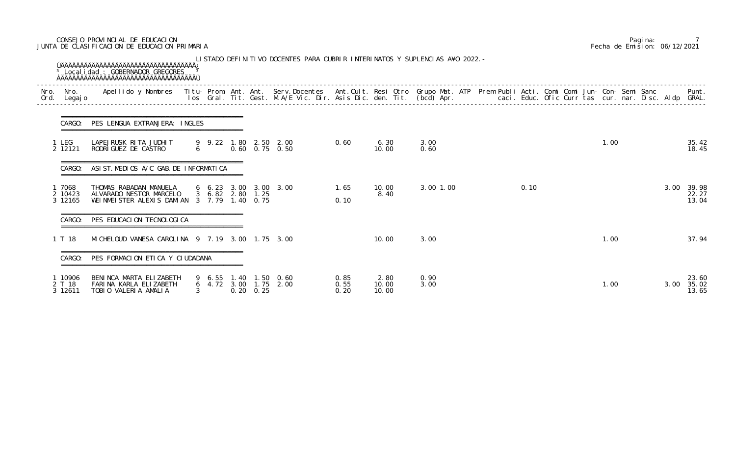CONSEJO PROVINCIAL DE EDUCACION
JUNTA DE CLASIFICACION DE EDUCACION PRIMARIA

Fecha de Emision: 06/12/2021

LISTADO DEFINITIVO DOCENTES PARA CUBRIR INTERINATOS Y SUPLENCIAS AÑO 2022.-

Localidad : GOBERNADOR GREGORES

| Nro. Ord. | Nro. Legajo | Apellido y Nombres | Titu- los | Prom. Gral. | Ant. Tit. | Ant. Gest. | Serv.Docentes M.A/E Vic. Dir. | Ant.Cult. Asis Dic. | Resi den. | Otro Tit. | Grupo Mat. (bcd) | ATP Apr. | Prem Publi caci. | Acti. Educ. | Comi Ofic | Comi Curr | Jun- tas | Con- cur. | Semi nar. | Sanc Disc. | Aldp | Punt. GRAL. |
|---|---|---|---|---|---|---|---|---|---|---|---|---|---|---|---|---|---|---|---|---|---|---|
| **CARGO: PES LENGUA EXTRANJERA: INGLES** | | | | | | | | | | | | | | | | | | | | | | |
| 1 | LEG | LAPEJRUSK RITA JUDHIT | 9 | 9.22 | 1.80 | 2.50 | 2.00 | 0.60 | 6.30 | | 3.00 | | | | | | | 1.00 | | | | 35.42 |
| 2 | 12121 | RODRÍGUEZ DE CASTRO | 6 | | 0.60 | 0.75 | 0.50 | | 10.00 | | 0.60 | | | | | | | | | | | 18.45 |
| **CARGO: ASIST. MEDIOS A/C GAB. DE INFORMATICA** | | | | | | | | | | | | | | | | | | | | | | |
| 1 | 7068 | THOMAS RABADAN MANUELA | 6 | 6.23 | 3.00 | 3.00 | 3.00 | 1.65 | 10.00 | | 3.00 | 1.00 | | 0.10 | | | | | | | 3.00 | 39.98 |
| 2 | 10423 | ALVARADO NESTOR MARCELO | 3 | 6.82 | 2.80 | 1.25 | | | 8.40 | | | | | | | | | | | | | 22.27 |
| 3 | 12165 | WEINMEISTER ALEXIS DAMIAN | 3 | 7.79 | 1.40 | 0.75 | | 0.10 | | | | | | | | | | | | | | 13.04 |
| **CARGO: PES EDUCACION TECNOLOGICA** | | | | | | | | | | | | | | | | | | | | | | |
| 1 | T 18 | MICHELOUD VANESA CAROLINA | 9 | 7.19 | 3.00 | 1.75 | 3.00 | | 10.00 | | 3.00 | | | | | | | 1.00 | | | | 37.94 |
| **CARGO: PES FORMACION ETICA Y CIUDADANA** | | | | | | | | | | | | | | | | | | | | | | |
| 1 | 10906 | BENINCA MARTA ELIZABETH | 9 | 6.55 | 1.40 | 1.50 | 0.60 | 0.85 | 2.80 | | 0.90 | | | | | | | | | | | 23.60 |
| 2 | T 18 | FARINA KARLA ELIZABETH | 6 | 4.72 | 3.00 | 1.75 | 2.00 | 0.55 | 10.00 | | 3.00 | | | | | | | 1.00 | | | 3.00 | 35.02 |
| 3 | 12611 | TOBIO VALERIA AMALIA | 3 | | 0.20 | 0.25 | | 0.20 | 10.00 | | | | | | | | | | | | | 13.65 |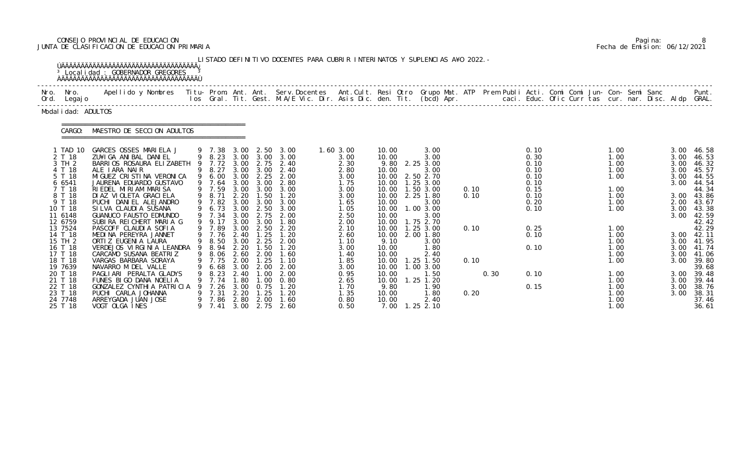CONSEJO PROVINCIAL DE EDUCACION
JUNTA DE CLASIFICACION DE EDUCACION PRIMARIA

Fecha de Emision: 06/12/2021

LISTADO DEFINITIVO DOCENTES PARA CUBRIR INTERINATOS Y SUPLENCIAS AÑO 2022.-

Localidad : GOBERNADOR GREGORES

Modalidad: ADULTOS

CARGO: MAESTRO DE SECCION ADULTOS

| Nro. Ord. | Nro. Legajo | Apellido y Nombres | Titu-los | Prom. Gral. | Ant. Tit. | Ant. Gest. | Serv. Docentes M.A/E Vic. Dir. | Ant. Cult. Asis Dic. | Resi den. | Otro Tit. | Grupo Mat. (bcd) | ATP Apr. | Prem caci. | Publi Educ. | Acti. Ofic | Comi Curr | Comi tas | Jun- cur. | Con- nar. | Semi Disc. | Sanc Aldp | Punt. GRAL. |
|---|---|---|---|---|---|---|---|---|---|---|---|---|---|---|---|---|---|---|---|---|---|---|
| 1 | TAD 10 | GARCES OSSES MARIELA J | 9 | 7.38 | 3.00 | 2.50 | 3.00 | 1.60 3.00 | 10.00 | | 3.00 | | | 0.10 | | | | 1.00 | | | 3.00 | 46.58 |
| 2 | T 18 | ZU¥IGA ANIBAL DANIEL | 9 | 8.23 | 3.00 | 3.00 | 3.00 | 3.00 | 10.00 | | 3.00 | | | 0.30 | | | | 1.00 | | | 3.00 | 46.53 |
| 3 | TH 2 | BARRIOS ROSAURA ELIZABETH | 9 | 7.72 | 3.00 | 2.75 | 2.40 | 2.30 | 9.80 | 2.25 | 3.00 | | | 0.10 | | | | 1.00 | | | 3.00 | 46.32 |
| 4 | T 18 | ALE IARA NAIR | 9 | 8.27 | 3.00 | 3.00 | 2.40 | 2.80 | 10.00 | | 3.00 | | | 0.10 | | | | 1.00 | | | 3.00 | 45.57 |
| 5 | T 18 | MIGUEZ CRISTINA VERONICA | 9 | 6.00 | 3.00 | 2.25 | 2.00 | 3.00 | 10.00 | 2.50 | 2.70 | | | 0.10 | | | | 1.00 | | | 3.00 | 44.55 |
| 6 | 6541 | JAURENA EDUARDO GUSTAVO | 9 | 7.64 | 3.00 | 3.00 | 2.80 | 1.75 | 10.00 | 1.25 | 3.00 | | | 0.10 | | | | | | | 3.00 | 44.54 |
| 7 | T 18 | RIEDEL MIRIAM MARISA | 9 | 7.59 | 3.00 | 3.00 | 3.00 | 3.00 | 10.00 | 1.50 | 3.00 | 0.10 | | 0.15 | | | | 1.00 | | | | 44.34 |
| 8 | T 18 | DIAZ VIOLETA GRACIELA | 9 | 8.71 | 2.20 | 1.50 | 1.20 | 3.00 | 10.00 | 2.25 | 1.80 | 0.10 | | 0.10 | | | | 1.00 | | | 3.00 | 43.86 |
| 9 | T 18 | PUCHI DANIEL ALEJANDRO | 9 | 7.82 | 3.00 | 3.00 | 3.00 | 1.65 | 10.00 | | 3.00 | | | 0.20 | | | | 1.00 | | | 2.00 | 43.67 |
| 10 | T 18 | SILVA CLAUDIA SUSANA | 9 | 6.73 | 3.00 | 2.50 | 3.00 | 1.05 | 10.00 | 1.00 | 3.00 | | | 0.10 | | | | 1.00 | | | 3.00 | 43.38 |
| 11 | 6148 | GUANUCO FAUSTO EDMUNDO | 9 | 7.34 | 3.00 | 2.75 | 2.00 | 2.50 | 10.00 | | 3.00 | | | | | | | | | | 3.00 | 42.59 |
| 12 | 6759 | SUBIRA REICHERT MARIA G | 9 | 9.17 | 3.00 | 3.00 | 1.80 | 2.00 | 10.00 | 1.75 | 2.70 | | | | | | | | | | | 42.42 |
| 13 | 7524 | PASCOFF CLAUDIA SOFIA | 9 | 7.89 | 3.00 | 2.50 | 2.20 | 2.10 | 10.00 | 1.25 | 3.00 | 0.10 | | 0.25 | | | | 1.00 | | | | 42.29 |
| 14 | T 18 | MEDINA PEREYRA JANNET | 9 | 7.76 | 2.40 | 1.25 | 1.20 | 2.60 | 10.00 | 2.00 | 1.80 | | | 0.10 | | | | 1.00 | | | 3.00 | 42.11 |
| 15 | TH 2 | ORTIZ EUGENIA LAURA | 9 | 8.50 | 3.00 | 2.25 | 2.00 | 1.10 | 9.10 | | 3.00 | | | | | | | 1.00 | | | 3.00 | 41.95 |
| 16 | T 18 | VERDEJOS VIRGINIA LEANDRA | 9 | 8.94 | 2.20 | 1.50 | 1.20 | 3.00 | 10.00 | | 1.80 | | | 0.10 | | | | 1.00 | | | 3.00 | 41.74 |
| 17 | T 18 | CARCAMO SUSANA BEATRIZ | 9 | 8.06 | 2.60 | 2.00 | 1.60 | 1.40 | 10.00 | | 2.40 | | | | | | | 1.00 | | | 3.00 | 41.06 |
| 18 | T 18 | VARGAS BARBARA SORAYA | 9 | 7.75 | 2.00 | 1.25 | 1.10 | 1.85 | 10.00 | 1.25 | 1.50 | 0.10 | | | | | | 1.00 | | | 3.00 | 39.80 |
| 19 | 7639 | NAVARRO M DEL VALLE | 9 | 6.68 | 3.00 | 2.00 | 2.00 | 3.00 | 10.00 | 1.00 | 3.00 | | | | | | | | | | | 39.68 |
| 20 | T 18 | PAGLIARI PERALTA GLADYS | 9 | 8.23 | 2.40 | 1.00 | 2.00 | 0.95 | 10.00 | | 1.50 | | 0.30 | 0.10 | | | | 1.00 | | | 3.00 | 39.48 |
| 21 | T 18 | FUNES BIGO DANA NOELIA | 9 | 7.74 | 1.80 | 1.00 | 0.80 | 2.65 | 10.00 | 1.25 | 1.20 | | | | | | | 1.00 | | | 3.00 | 39.44 |
| 22 | T 18 | GONZALEZ CYNTHIA PATRICIA | 9 | 7.26 | 3.00 | 0.75 | 1.20 | 1.70 | 9.80 | | 1.90 | | | 0.15 | | | | 1.00 | | | 3.00 | 38.76 |
| 23 | T 18 | PUCHI CARLA JOHANNA | 9 | 7.31 | 2.20 | 1.25 | 1.20 | 1.35 | 10.00 | | 1.80 | 0.20 | | | | | | 1.00 | | | 3.00 | 38.31 |
| 24 | 7748 | ARREYGADA JUAN JOSE | 9 | 7.86 | 2.80 | 2.00 | 1.60 | 0.80 | 10.00 | | 2.40 | | | | | | | 1.00 | | | | 37.46 |
| 25 | T 18 | VOGT OLGA INES | 9 | 7.41 | 3.00 | 2.75 | 2.60 | 0.50 | 7.00 | 1.25 | 2.10 | | | | | | | 1.00 | | | | 36.61 |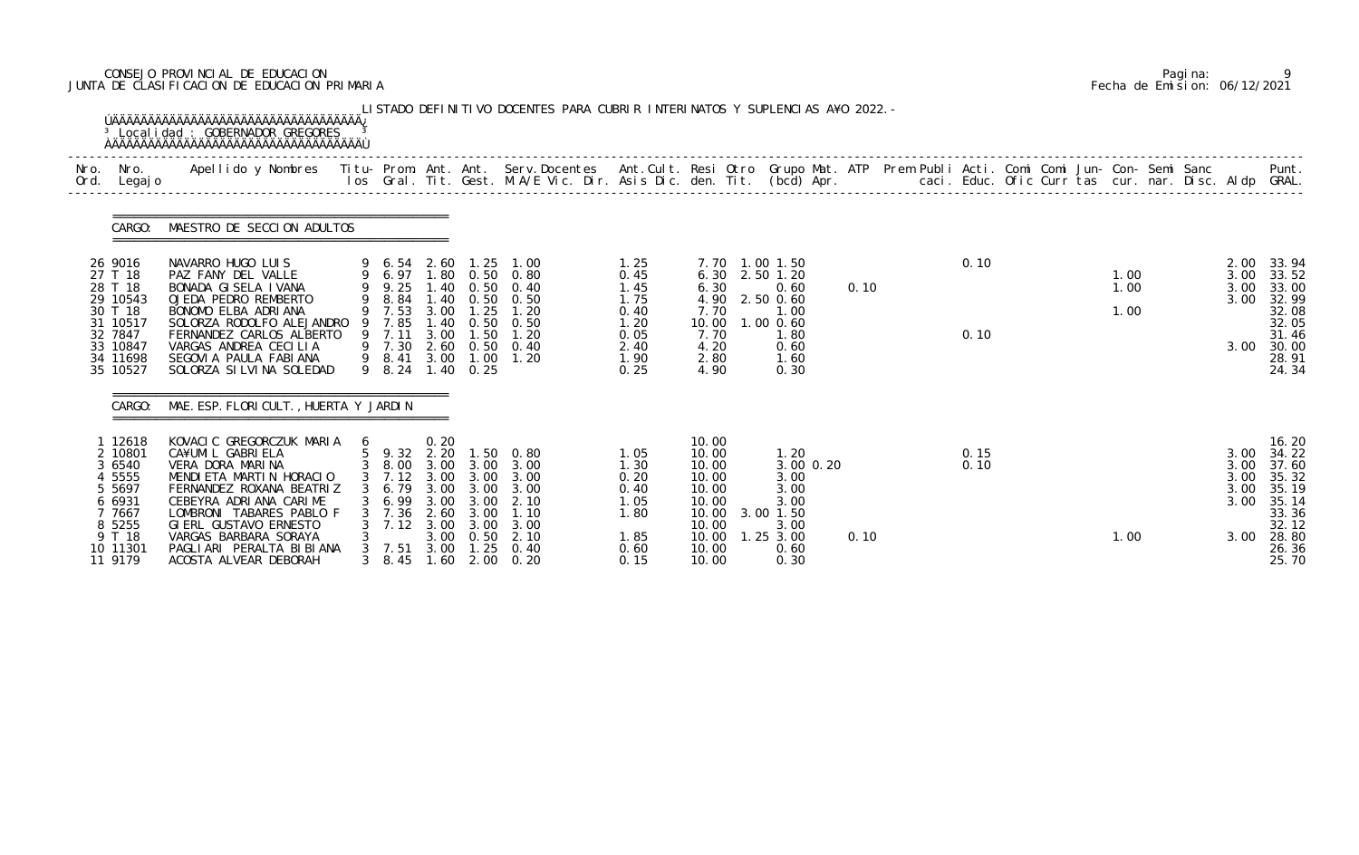CONSEJO PROVINCIAL DE EDUCACION
JUNTA DE CLASIFICACION DE EDUCACION PRIMARIA

Pagina: 9
Fecha de Emision: 06/12/2021

LISTADO DEFINITIVO DOCENTES PARA CUBRIR INTERINATOS Y SUPLENCIAS A¥O 2022.-

Localidad : GOBERNADOR GREGORES

CARGO: MAESTRO DE SECCION ADULTOS

| Nro. Ord. | Nro. Legajo | Apellido y Nombres | Titu- los | Prom. Gral. | Ant. Tit. | Ant. Gest. | Serv.Docentes M.A/E Vic. Dir. | Ant.Cult. Asis Dic. | Resi den. | Otro Tit. | Grupo Mat. (bcd) | ATP Apr. | Prem Publi caci. | Acti. Educ. | Comi Ofic | Comi Curr | Jun- tas | Con- cur. | Semi nar. | Sanc Disc. | Aldp | Punt. GRAL. |
|---|---|---|---|---|---|---|---|---|---|---|---|---|---|---|---|---|---|---|---|---|---|---|
| 26 | 9016 | NAVARRO HUGO LUIS | 9 | 6.54 | 2.60 | 1.25 | 1.00 | 1.25 | 7.70 | 1.00 | 1.50 | | | 0.10 | | | | | | | 2.00 | 33.94 |
| 27 | T 18 | PAZ FANY DEL VALLE | 9 | 6.97 | 1.80 | 0.50 | 0.80 | 0.45 | 6.30 | 2.50 | 1.20 | | | | | | | 1.00 | | | 3.00 | 33.52 |
| 28 | T 18 | BONADA GISELA IVANA | 9 | 9.25 | 1.40 | 0.50 | 0.40 | 1.45 | 6.30 | | 0.60 | 0.10 | | | | | | 1.00 | | | 3.00 | 33.00 |
| 29 | 10543 | OJEDA PEDRO REMBERTO | 9 | 8.84 | 1.40 | 0.50 | 0.50 | 1.75 | 4.90 | 2.50 | 0.60 | | | | | | | | | | 3.00 | 32.99 |
| 30 | T 18 | BONOMO ELBA ADRIANA | 9 | 7.53 | 3.00 | 1.25 | 1.20 | 0.40 | 7.70 | | 1.00 | | | | | | | 1.00 | | | | 32.08 |
| 31 | 10517 | SOLORZA RODOLFO ALEJANDRO | 9 | 7.85 | 1.40 | 0.50 | 0.50 | 1.20 | 10.00 | 1.00 | 0.60 | | | | | | | | | | | 32.05 |
| 32 | 7847 | FERNANDEZ CARLOS ALBERTO | 9 | 7.11 | 3.00 | 1.50 | 1.20 | 0.05 | 7.70 | | 1.80 | | | 0.10 | | | | | | | | 31.46 |
| 33 | 10847 | VARGAS ANDREA CECILIA | 9 | 7.30 | 2.60 | 0.50 | 0.40 | 2.40 | 4.20 | | 0.60 | | | | | | | | | | 3.00 | 30.00 |
| 34 | 11698 | SEGOVIA PAULA FABIANA | 9 | 8.41 | 3.00 | 1.00 | 1.20 | 1.90 | 2.80 | | 1.60 | | | | | | | | | | | 28.91 |
| 35 | 10527 | SOLORZA SILVINA SOLEDAD | 9 | 8.24 | 1.40 | 0.25 | | 0.25 | 4.90 | | 0.30 | | | | | | | | | | | 24.34 |

CARGO: MAE.ESP.FLORICULT.,HUERTA Y JARDIN

| Nro. Ord. | Nro. Legajo | Apellido y Nombres | Titu- los | Prom. Gral. | Ant. Tit. | Ant. Gest. | Serv.Docentes M.A/E Vic. Dir. | Ant.Cult. Asis Dic. | Resi den. | Otro Tit. | Grupo Mat. (bcd) | ATP Apr. | Prem Publi caci. | Acti. Educ. | Comi Ofic | Comi Curr | Jun- tas | Con- cur. | Semi nar. | Sanc Disc. | Aldp | Punt. GRAL. |
|---|---|---|---|---|---|---|---|---|---|---|---|---|---|---|---|---|---|---|---|---|---|---|
| 1 | 12618 | KOVACIC GREGORCZUK MARIA | 6 | | 0.20 | | | | 10.00 | | | | | | | | | | | | | 16.20 |
| 2 | 10801 | CA¥UML GABRIELA | 5 | 9.32 | 2.20 | 1.50 | 0.80 | 1.05 | 10.00 | | 1.20 | | | 0.15 | | | | | | | 3.00 | 34.22 |
| 3 | 6540 | VERA DORA MARINA | 3 | 8.00 | 3.00 | 3.00 | 3.00 | 1.30 | 10.00 | | 3.00 | 0.20 | | 0.10 | | | | | | | 3.00 | 37.60 |
| 4 | 5555 | MENDIETA MARTIN HORACIO | 3 | 7.12 | 3.00 | 3.00 | 3.00 | 0.20 | 10.00 | | 3.00 | | | | | | | | | | 3.00 | 35.32 |
| 5 | 5697 | FERNANDEZ ROXANA BEATRIZ | 3 | 6.79 | 3.00 | 3.00 | 3.00 | 0.40 | 10.00 | | 3.00 | | | | | | | | | | 3.00 | 35.19 |
| 6 | 6931 | CEBEYRA ADRIANA CARIME | 3 | 6.99 | 3.00 | 3.00 | 2.10 | 1.05 | 10.00 | | 3.00 | | | | | | | | | | 3.00 | 35.14 |
| 7 | 7667 | LOMBRONI TABARES PABLO F | 3 | 7.36 | 2.60 | 3.00 | 1.10 | 1.80 | 10.00 | 3.00 | 1.50 | | | | | | | | | | | 33.36 |
| 8 | 5255 | GIERL GUSTAVO ERNESTO | 3 | 7.12 | 3.00 | 3.00 | 3.00 | | 10.00 | | 3.00 | | | | | | | | | | | 32.12 |
| 9 | T 18 | VARGAS BARBARA SORAYA | 3 | | 3.00 | 0.50 | 2.10 | 1.85 | 10.00 | 1.25 | 3.00 | 0.10 | | | | | | 1.00 | | | 3.00 | 28.80 |
| 10 | 11301 | PAGLIARI PERALTA BIBIANA | 3 | 7.51 | 3.00 | 1.25 | 0.40 | 0.60 | 10.00 | | 0.60 | | | | | | | | | | | 26.36 |
| 11 | 9179 | ACOSTA ALVEAR DEBORAH | 3 | 8.45 | 1.60 | 2.00 | 0.20 | 0.15 | 10.00 | | 0.30 | | | | | | | | | | | 25.70 |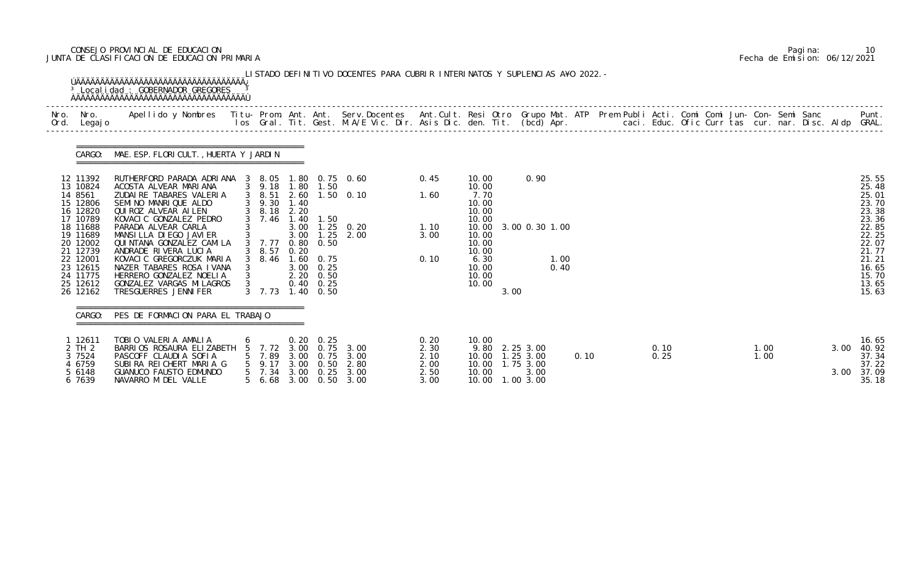CONSEJO PROVINCIAL DE EDUCACION
JUNTA DE CLASIFICACION DE EDUCACION PRIMARIA

Pagina: 10
Fecha de Emision: 06/12/2021

LISTADO DEFINITIVO DOCENTES PARA CUBRIR INTERINATOS Y SUPLENCIAS A¥O 2022.-

Localidad : GOBERNADOR GREGORES

CARGO: MAE.ESP.FLORICULT.,HUERTA Y JARDIN

| Nro. Ord. | Nro. Legajo | Apellido y Nombres | Titu-los | Prom. Gral. | Ant. Tit. | Ant. Gest. | Serv.Docentes M.A/E Vic. Dir. | Ant.Cult. Asis Dic. | Resi den. | Otro Tit. | Grupo Mat. (bcd) | ATP Apr. | Prem Publi caci. | Acti. Educ. | Comi Ofic | Comi Curr | Jun-tas | Con-cur. | Semi nar. | Sanc Disc. | Aldp | Punt. GRAL. |
|---|---|---|---|---|---|---|---|---|---|---|---|---|---|---|---|---|---|---|---|---|---|---|
| 12 | 11392 | RUTHERFORD PARADA ADRIANA | 3 | 8.05 | 1.80 | 0.75 | 0.60 | 0.45 | 10.00 | | 0.90 | | | | | | | | | | | 25.55 |
| 13 | 10824 | ACOSTA ALVEAR MARIANA | 3 | 9.18 | 1.80 | 1.50 | | | 10.00 | | | | | | | | | | | | | 25.48 |
| 14 | 8561 | ZUDAIRE TABARES VALERIA | 3 | 8.51 | 2.60 | 1.50 | 0.10 | 1.60 | 7.70 | | | | | | | | | | | | | 25.01 |
| 15 | 12806 | SEMINO MANRIQUE ALDO | 3 | 9.30 | 1.40 | | | | 10.00 | | | | | | | | | | | | | 23.70 |
| 16 | 12820 | QUIROZ ALVEAR AILEN | 3 | 8.18 | 2.20 | | | | 10.00 | | | | | | | | | | | | | 23.38 |
| 17 | 10789 | KOVACIC GONZALEZ PEDRO | 3 | 7.46 | 1.40 | 1.50 | | | 10.00 | | | | | | | | | | | | | 23.36 |
| 18 | 11688 | PARADA ALVEAR CARLA | 3 | | 3.00 | 1.25 | 0.20 | 1.10 | 10.00 | 3.00 | 0.30 1.00 | | | | | | | | | | | 22.85 |
| 19 | 11689 | MANSILLA DIEGO JAVIER | 3 | | 3.00 | 1.25 | 2.00 | 3.00 | 10.00 | | | | | | | | | | | | | 22.25 |
| 20 | 12002 | QUINTANA GONZALEZ CAMILA | 3 | 7.77 | 0.80 | 0.50 | | | 10.00 | | | | | | | | | | | | | 22.07 |
| 21 | 12739 | ANDRADE RIVERA LUCIA | 3 | 8.57 | 0.20 | | | | 10.00 | | | | | | | | | | | | | 21.77 |
| 22 | 12001 | KOVACIC GREGORCZUK MARIA | 3 | 8.46 | 1.60 | 0.75 | | 0.10 | 6.30 | | 1.00 | | | | | | | | | | | 21.21 |
| 23 | 12615 | NAZER TABARES ROSA IVANA | 3 | | 3.00 | 0.25 | | | 10.00 | | 0.40 | | | | | | | | | | | 16.65 |
| 24 | 11775 | HERRERO GONZALEZ NOELIA | 3 | | 2.20 | 0.50 | | | 10.00 | | | | | | | | | | | | | 15.70 |
| 25 | 12612 | GONZALEZ VARGAS MILAGROS | 3 | | 0.40 | 0.25 | | | 10.00 | | | | | | | | | | | | | 13.65 |
| 26 | 12162 | TRESGUERRES JENNIFER | 3 | 7.73 | 1.40 | 0.50 | | | | 3.00 | | | | | | | | | | | | 15.63 |

CARGO: PES DE FORMACION PARA EL TRABAJO

| Nro. Ord. | Nro. Legajo | Apellido y Nombres | Titu-los | Prom. Gral. | Ant. Tit. | Ant. Gest. | Serv.Docentes M.A/E Vic. Dir. | Ant.Cult. Asis Dic. | Resi den. | Otro Tit. | Grupo Mat. (bcd) | ATP Apr. | Prem Publi caci. | Acti. Educ. | Comi Ofic | Comi Curr | Jun-tas | Con-cur. | Semi nar. | Sanc Disc. | Aldp | Punt. GRAL. |
|---|---|---|---|---|---|---|---|---|---|---|---|---|---|---|---|---|---|---|---|---|---|---|
| 1 | 12611 | TOBIO VALERIA AMALIA | 6 | | 0.20 | 0.25 | | 0.20 | 10.00 | | | | | | | | | | | | | 16.65 |
| 2 | TH 2 | BARRIOS ROSAURA ELIZABETH | 5 | 7.72 | 3.00 | 0.75 | 3.00 | 2.30 | 9.80 | 2.25 | 3.00 | | | 0.10 | | | 1.00 | | | | 3.00 | 40.92 |
| 3 | 7524 | PASCOFF CLAUDIA SOFIA | 5 | 7.89 | 3.00 | 0.75 | 3.00 | 2.10 | 10.00 | 1.25 | 3.00 | 0.10 | | 0.25 | | | 1.00 | | | | | 37.34 |
| 4 | 6759 | SUBIRA REICHERT MARIA G | 5 | 9.17 | 3.00 | 0.50 | 2.80 | 2.00 | 10.00 | 1.75 | 3.00 | | | | | | | | | | | 37.22 |
| 5 | 6148 | GUANUCO FAUSTO EDMUNDO | 5 | 7.34 | 3.00 | 0.25 | 3.00 | 2.50 | 10.00 | | 3.00 | | | | | | | | | | 3.00 | 37.09 |
| 6 | 7639 | NAVARRO M DEL VALLE | 5 | 6.68 | 3.00 | 0.50 | 3.00 | 3.00 | 10.00 | 1.00 | 3.00 | | | | | | | | | | | 35.18 |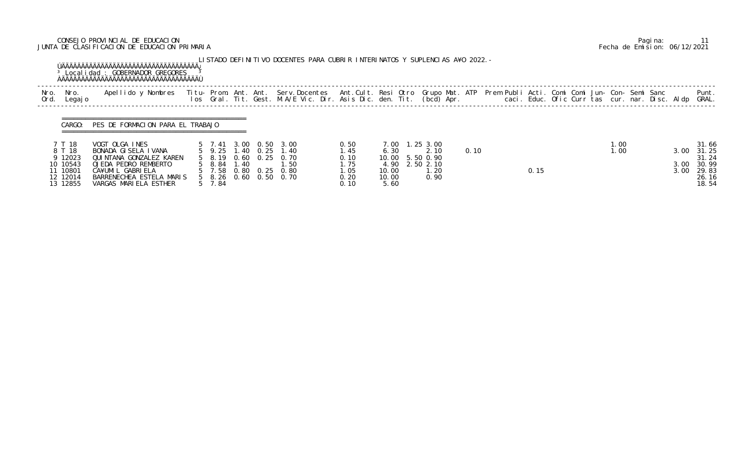CONSEJO PROVINCIAL DE EDUCACION
JUNTA DE CLASIFICACION DE EDUCACION PRIMARIA

Fecha de Emision: 06/12/2021

LISTADO DEFINITIVO DOCENTES PARA CUBRIR INTERINATOS Y SUPLENCIAS A¥O 2022.-

Localidad : GOBERNADOR GREGORES

CARGO: PES DE FORMACION PARA EL TRABAJO

| Nro. Ord. | Nro. Legajo | Apellido y Nombres | Titulos | Prom. Gral. | Ant. Tit. | Ant. Gest. | Serv.Docentes M.A/E Vic. Dir. | Ant.Cult. Asis Dic. | Resi den. | Otro Tit. | Grupo Mat. (bcd) | ATP Apr. | Prem | Publi caci. | Acti. Educ. | Comi Ofic | Comi Curr | Jun- tas | Con- cur. | Semi nar. | Sanc Disc. | Aldp | Punt. GRAL. |
|---|---|---|---|---|---|---|---|---|---|---|---|---|---|---|---|---|---|---|---|---|---|---|---|
| 7 | T 18 | VOGT OLGA INES | 5 | 7.41 | 3.00 | 0.50 | 3.00 | 0.50 | 7.00 | 1.25 | 3.00 | | | | | | | | 1.00 | | | | 31.66 |
| 8 | T 18 | BONADA GISELA IVANA | 5 | 9.25 | 1.40 | 0.25 | 1.40 | 1.45 | 6.30 | | 2.10 | 0.10 | | | | | | | 1.00 | | | 3.00 | 31.25 |
| 9 | 12023 | QUINTANA GONZALEZ KAREN | 5 | 8.19 | 0.60 | 0.25 | 0.70 | 0.10 | 10.00 | 5.50 | 0.90 | | | | | | | | | | | | 31.24 |
| 10 | 10543 | OJEDA PEDRO REMBERTO | 5 | 8.84 | 1.40 | | 1.50 | 1.75 | 4.90 | 2.50 | 2.10 | | | | | | | | | | | 3.00 | 30.99 |
| 11 | 10801 | CA¥UMIL GABRIELA | 5 | 7.58 | 0.80 | 0.25 | 0.80 | 1.05 | 10.00 | | 1.20 | | | | 0.15 | | | | | | | 3.00 | 29.83 |
| 12 | 12014 | BARRENECHEA ESTELA MARIS | 5 | 8.26 | 0.60 | 0.50 | 0.70 | 0.20 | 10.00 | | 0.90 | | | | | | | | | | | | 26.16 |
| 13 | 12855 | VARGAS MARIELA ESTHER | 5 | 7.84 | | | | 0.10 | 5.60 | | | | | | | | | | | | | | 18.54 |